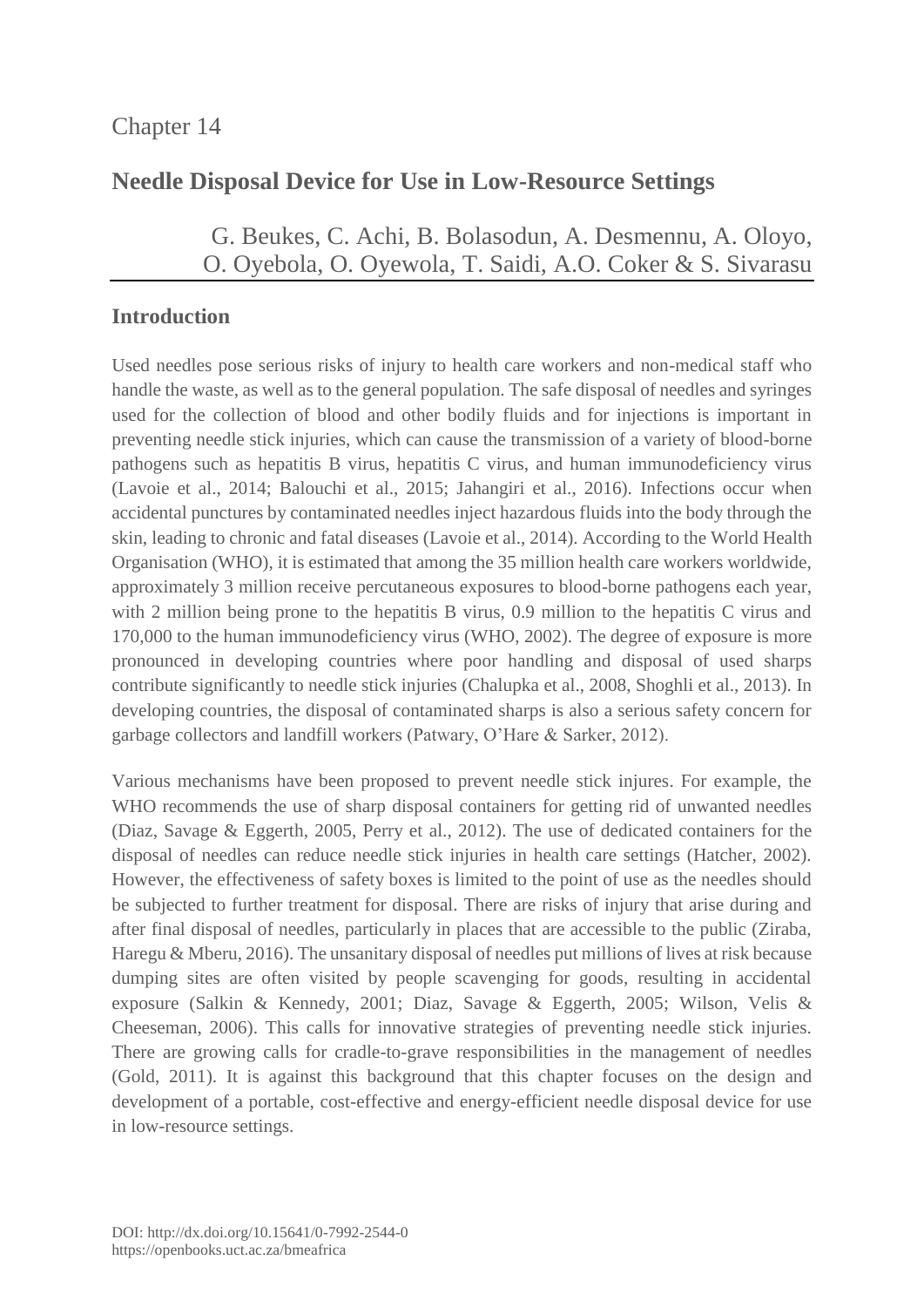Chapter 14

# Needle Disposal Device for Use in Low-Resource Settings

G. Beukes, C. Achi, B. Bolasodun, A. Desmennu, A. Oloyo, O. Oyebola, O. Oyewola, T. Saidi, A.O. Coker & S. Sivarasu

## Introduction

Used needles pose serious risks of injury to health care workers and non-medical staff who handle the waste, as well as to the general population. The safe disposal of needles and syringes used for the collection of blood and other bodily fluids and for injections is important in preventing needle stick injuries, which can cause the transmission of a variety of blood-borne pathogens such as hepatitis B virus, hepatitis C virus, and human immunodeficiency virus (Lavoie et al., 2014; Balouchi et al., 2015; Jahangiri et al., 2016). Infections occur when accidental punctures by contaminated needles inject hazardous fluids into the body through the skin, leading to chronic and fatal diseases (Lavoie et al., 2014). According to the World Health Organisation (WHO), it is estimated that among the 35 million health care workers worldwide, approximately 3 million receive percutaneous exposures to blood-borne pathogens each year, with 2 million being prone to the hepatitis B virus, 0.9 million to the hepatitis C virus and 170,000 to the human immunodeficiency virus (WHO, 2002). The degree of exposure is more pronounced in developing countries where poor handling and disposal of used sharps contribute significantly to needle stick injuries (Chalupka et al., 2008, Shoghli et al., 2013). In developing countries, the disposal of contaminated sharps is also a serious safety concern for garbage collectors and landfill workers (Patwary, O'Hare & Sarker, 2012).

Various mechanisms have been proposed to prevent needle stick injures. For example, the WHO recommends the use of sharp disposal containers for getting rid of unwanted needles (Diaz, Savage & Eggerth, 2005, Perry et al., 2012). The use of dedicated containers for the disposal of needles can reduce needle stick injuries in health care settings (Hatcher, 2002). However, the effectiveness of safety boxes is limited to the point of use as the needles should be subjected to further treatment for disposal. There are risks of injury that arise during and after final disposal of needles, particularly in places that are accessible to the public (Ziraba, Haregu & Mberu, 2016). The unsanitary disposal of needles put millions of lives at risk because dumping sites are often visited by people scavenging for goods, resulting in accidental exposure (Salkin & Kennedy, 2001; Diaz, Savage & Eggerth, 2005; Wilson, Velis & Cheeseman, 2006). This calls for innovative strategies of preventing needle stick injuries. There are growing calls for cradle-to-grave responsibilities in the management of needles (Gold, 2011). It is against this background that this chapter focuses on the design and development of a portable, cost-effective and energy-efficient needle disposal device for use in low-resource settings.

DOI: http://dx.doi.org/10.15641/0-7992-2544-0
https://openbooks.uct.ac.za/bmeafrica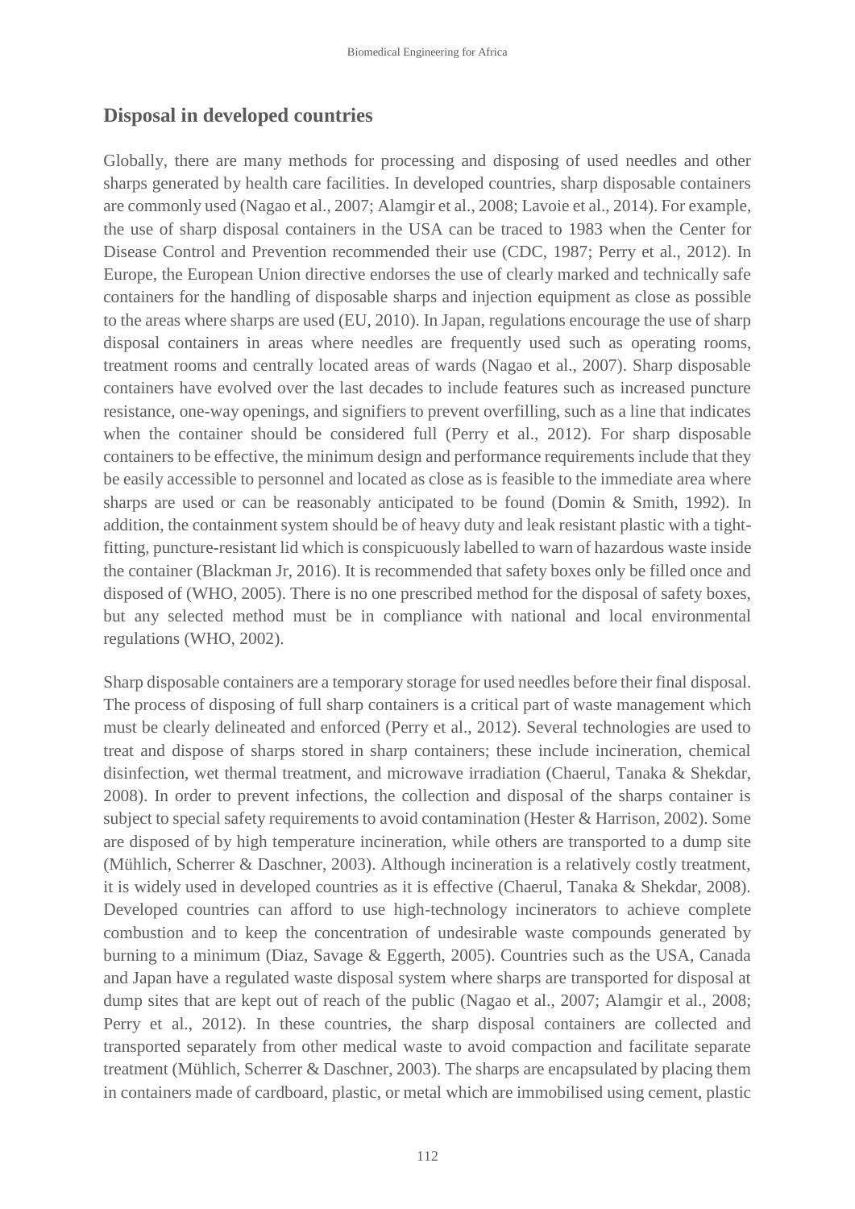## Disposal in developed countries

Globally, there are many methods for processing and disposing of used needles and other sharps generated by health care facilities. In developed countries, sharp disposable containers are commonly used (Nagao et al., 2007; Alamgir et al., 2008; Lavoie et al., 2014). For example, the use of sharp disposal containers in the USA can be traced to 1983 when the Center for Disease Control and Prevention recommended their use (CDC, 1987; Perry et al., 2012). In Europe, the European Union directive endorses the use of clearly marked and technically safe containers for the handling of disposable sharps and injection equipment as close as possible to the areas where sharps are used (EU, 2010). In Japan, regulations encourage the use of sharp disposal containers in areas where needles are frequently used such as operating rooms, treatment rooms and centrally located areas of wards (Nagao et al., 2007). Sharp disposable containers have evolved over the last decades to include features such as increased puncture resistance, one-way openings, and signifiers to prevent overfilling, such as a line that indicates when the container should be considered full (Perry et al., 2012). For sharp disposable containers to be effective, the minimum design and performance requirements include that they be easily accessible to personnel and located as close as is feasible to the immediate area where sharps are used or can be reasonably anticipated to be found (Domin & Smith, 1992). In addition, the containment system should be of heavy duty and leak resistant plastic with a tight-fitting, puncture-resistant lid which is conspicuously labelled to warn of hazardous waste inside the container (Blackman Jr, 2016). It is recommended that safety boxes only be filled once and disposed of (WHO, 2005). There is no one prescribed method for the disposal of safety boxes, but any selected method must be in compliance with national and local environmental regulations (WHO, 2002).

Sharp disposable containers are a temporary storage for used needles before their final disposal. The process of disposing of full sharp containers is a critical part of waste management which must be clearly delineated and enforced (Perry et al., 2012). Several technologies are used to treat and dispose of sharps stored in sharp containers; these include incineration, chemical disinfection, wet thermal treatment, and microwave irradiation (Chaerul, Tanaka & Shekdar, 2008). In order to prevent infections, the collection and disposal of the sharps container is subject to special safety requirements to avoid contamination (Hester & Harrison, 2002). Some are disposed of by high temperature incineration, while others are transported to a dump site (Mühlich, Scherrer & Daschner, 2003). Although incineration is a relatively costly treatment, it is widely used in developed countries as it is effective (Chaerul, Tanaka & Shekdar, 2008). Developed countries can afford to use high-technology incinerators to achieve complete combustion and to keep the concentration of undesirable waste compounds generated by burning to a minimum (Diaz, Savage & Eggerth, 2005). Countries such as the USA, Canada and Japan have a regulated waste disposal system where sharps are transported for disposal at dump sites that are kept out of reach of the public (Nagao et al., 2007; Alamgir et al., 2008; Perry et al., 2012). In these countries, the sharp disposal containers are collected and transported separately from other medical waste to avoid compaction and facilitate separate treatment (Mühlich, Scherrer & Daschner, 2003). The sharps are encapsulated by placing them in containers made of cardboard, plastic, or metal which are immobilised using cement, plastic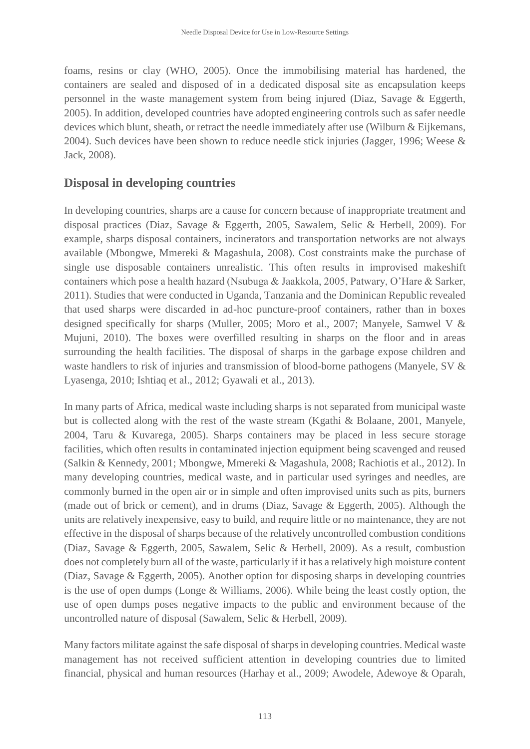foams, resins or clay (WHO, 2005). Once the immobilising material has hardened, the containers are sealed and disposed of in a dedicated disposal site as encapsulation keeps personnel in the waste management system from being injured (Diaz, Savage & Eggerth, 2005). In addition, developed countries have adopted engineering controls such as safer needle devices which blunt, sheath, or retract the needle immediately after use (Wilburn & Eijkemans, 2004). Such devices have been shown to reduce needle stick injuries (Jagger, 1996; Weese & Jack, 2008).

## Disposal in developing countries

In developing countries, sharps are a cause for concern because of inappropriate treatment and disposal practices (Diaz, Savage & Eggerth, 2005, Sawalem, Selic & Herbell, 2009). For example, sharps disposal containers, incinerators and transportation networks are not always available (Mbongwe, Mmereki & Magashula, 2008). Cost constraints make the purchase of single use disposable containers unrealistic. This often results in improvised makeshift containers which pose a health hazard (Nsubuga & Jaakkola, 2005, Patwary, O'Hare & Sarker, 2011). Studies that were conducted in Uganda, Tanzania and the Dominican Republic revealed that used sharps were discarded in ad-hoc puncture-proof containers, rather than in boxes designed specifically for sharps (Muller, 2005; Moro et al., 2007; Manyele, Samwel V & Mujuni, 2010). The boxes were overfilled resulting in sharps on the floor and in areas surrounding the health facilities. The disposal of sharps in the garbage expose children and waste handlers to risk of injuries and transmission of blood-borne pathogens (Manyele, SV & Lyasenga, 2010; Ishtiaq et al., 2012; Gyawali et al., 2013).

In many parts of Africa, medical waste including sharps is not separated from municipal waste but is collected along with the rest of the waste stream (Kgathi & Bolaane, 2001, Manyele, 2004, Taru & Kuvarega, 2005). Sharps containers may be placed in less secure storage facilities, which often results in contaminated injection equipment being scavenged and reused (Salkin & Kennedy, 2001; Mbongwe, Mmereki & Magashula, 2008; Rachiotis et al., 2012). In many developing countries, medical waste, and in particular used syringes and needles, are commonly burned in the open air or in simple and often improvised units such as pits, burners (made out of brick or cement), and in drums (Diaz, Savage & Eggerth, 2005). Although the units are relatively inexpensive, easy to build, and require little or no maintenance, they are not effective in the disposal of sharps because of the relatively uncontrolled combustion conditions (Diaz, Savage & Eggerth, 2005, Sawalem, Selic & Herbell, 2009). As a result, combustion does not completely burn all of the waste, particularly if it has a relatively high moisture content (Diaz, Savage & Eggerth, 2005). Another option for disposing sharps in developing countries is the use of open dumps (Longe & Williams, 2006). While being the least costly option, the use of open dumps poses negative impacts to the public and environment because of the uncontrolled nature of disposal (Sawalem, Selic & Herbell, 2009).

Many factors militate against the safe disposal of sharps in developing countries. Medical waste management has not received sufficient attention in developing countries due to limited financial, physical and human resources (Harhay et al., 2009; Awodele, Adewoye & Oparah,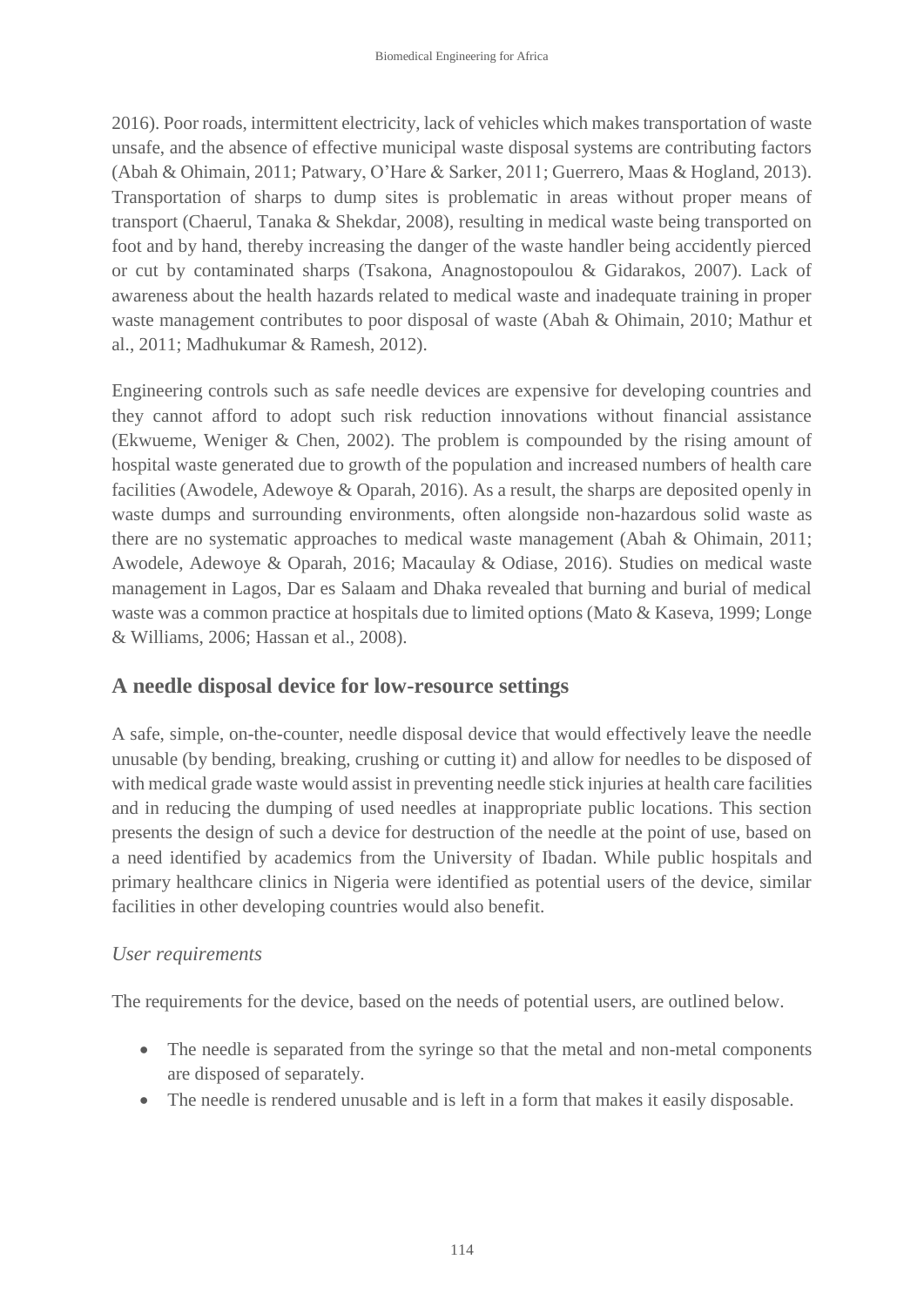2016). Poor roads, intermittent electricity, lack of vehicles which makes transportation of waste unsafe, and the absence of effective municipal waste disposal systems are contributing factors (Abah & Ohimain, 2011; Patwary, O'Hare & Sarker, 2011; Guerrero, Maas & Hogland, 2013). Transportation of sharps to dump sites is problematic in areas without proper means of transport (Chaerul, Tanaka & Shekdar, 2008), resulting in medical waste being transported on foot and by hand, thereby increasing the danger of the waste handler being accidently pierced or cut by contaminated sharps (Tsakona, Anagnostopoulou & Gidarakos, 2007). Lack of awareness about the health hazards related to medical waste and inadequate training in proper waste management contributes to poor disposal of waste (Abah & Ohimain, 2010; Mathur et al., 2011; Madhukumar & Ramesh, 2012).

Engineering controls such as safe needle devices are expensive for developing countries and they cannot afford to adopt such risk reduction innovations without financial assistance (Ekwueme, Weniger & Chen, 2002). The problem is compounded by the rising amount of hospital waste generated due to growth of the population and increased numbers of health care facilities (Awodele, Adewoye & Oparah, 2016). As a result, the sharps are deposited openly in waste dumps and surrounding environments, often alongside non-hazardous solid waste as there are no systematic approaches to medical waste management (Abah & Ohimain, 2011; Awodele, Adewoye & Oparah, 2016; Macaulay & Odiase, 2016). Studies on medical waste management in Lagos, Dar es Salaam and Dhaka revealed that burning and burial of medical waste was a common practice at hospitals due to limited options (Mato & Kaseva, 1999; Longe & Williams, 2006; Hassan et al., 2008).

## A needle disposal device for low-resource settings

A safe, simple, on-the-counter, needle disposal device that would effectively leave the needle unusable (by bending, breaking, crushing or cutting it) and allow for needles to be disposed of with medical grade waste would assist in preventing needle stick injuries at health care facilities and in reducing the dumping of used needles at inappropriate public locations. This section presents the design of such a device for destruction of the needle at the point of use, based on a need identified by academics from the University of Ibadan. While public hospitals and primary healthcare clinics in Nigeria were identified as potential users of the device, similar facilities in other developing countries would also benefit.

### *User requirements*

The requirements for the device, based on the needs of potential users, are outlined below.

- The needle is separated from the syringe so that the metal and non-metal components are disposed of separately.
- The needle is rendered unusable and is left in a form that makes it easily disposable.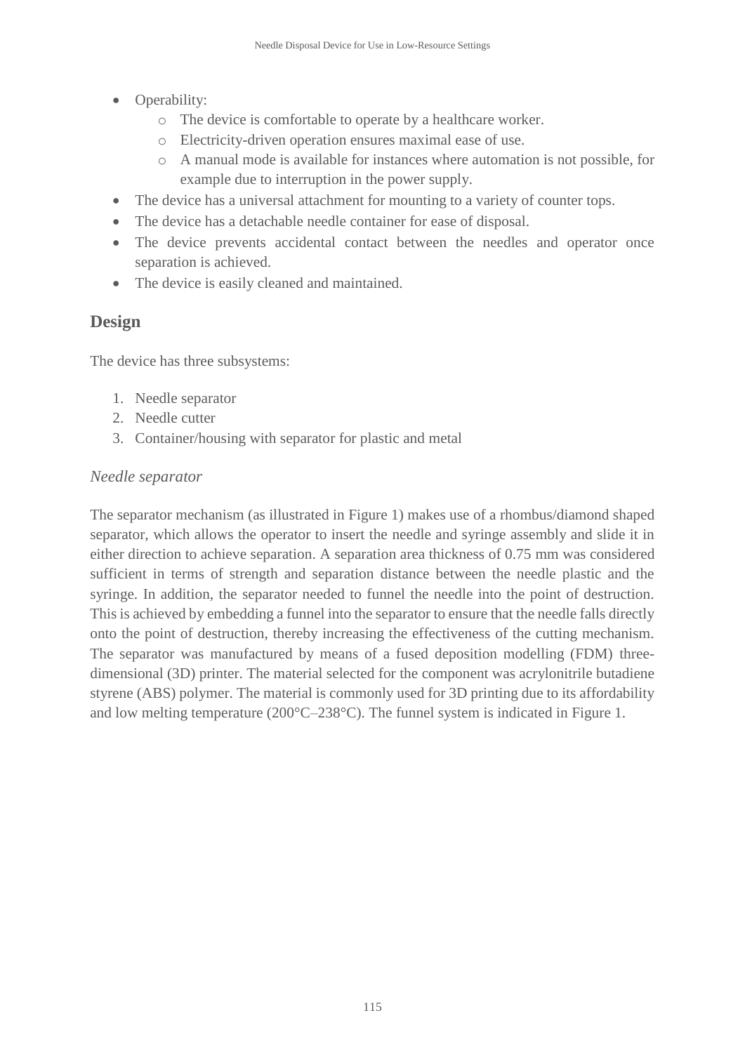- Operability:
    - The device is comfortable to operate by a healthcare worker.
    - Electricity-driven operation ensures maximal ease of use.
    - A manual mode is available for instances where automation is not possible, for example due to interruption in the power supply.
- The device has a universal attachment for mounting to a variety of counter tops.
- The device has a detachable needle container for ease of disposal.
- The device prevents accidental contact between the needles and operator once separation is achieved.
- The device is easily cleaned and maintained.

## Design

The device has three subsystems:

1. Needle separator
2. Needle cutter
3. Container/housing with separator for plastic and metal

### *Needle separator*

The separator mechanism (as illustrated in Figure 1) makes use of a rhombus/diamond shaped separator, which allows the operator to insert the needle and syringe assembly and slide it in either direction to achieve separation. A separation area thickness of 0.75 mm was considered sufficient in terms of strength and separation distance between the needle plastic and the syringe. In addition, the separator needed to funnel the needle into the point of destruction. This is achieved by embedding a funnel into the separator to ensure that the needle falls directly onto the point of destruction, thereby increasing the effectiveness of the cutting mechanism. The separator was manufactured by means of a fused deposition modelling (FDM) three-dimensional (3D) printer. The material selected for the component was acrylonitrile butadiene styrene (ABS) polymer. The material is commonly used for 3D printing due to its affordability and low melting temperature (200°C–238°C). The funnel system is indicated in Figure 1.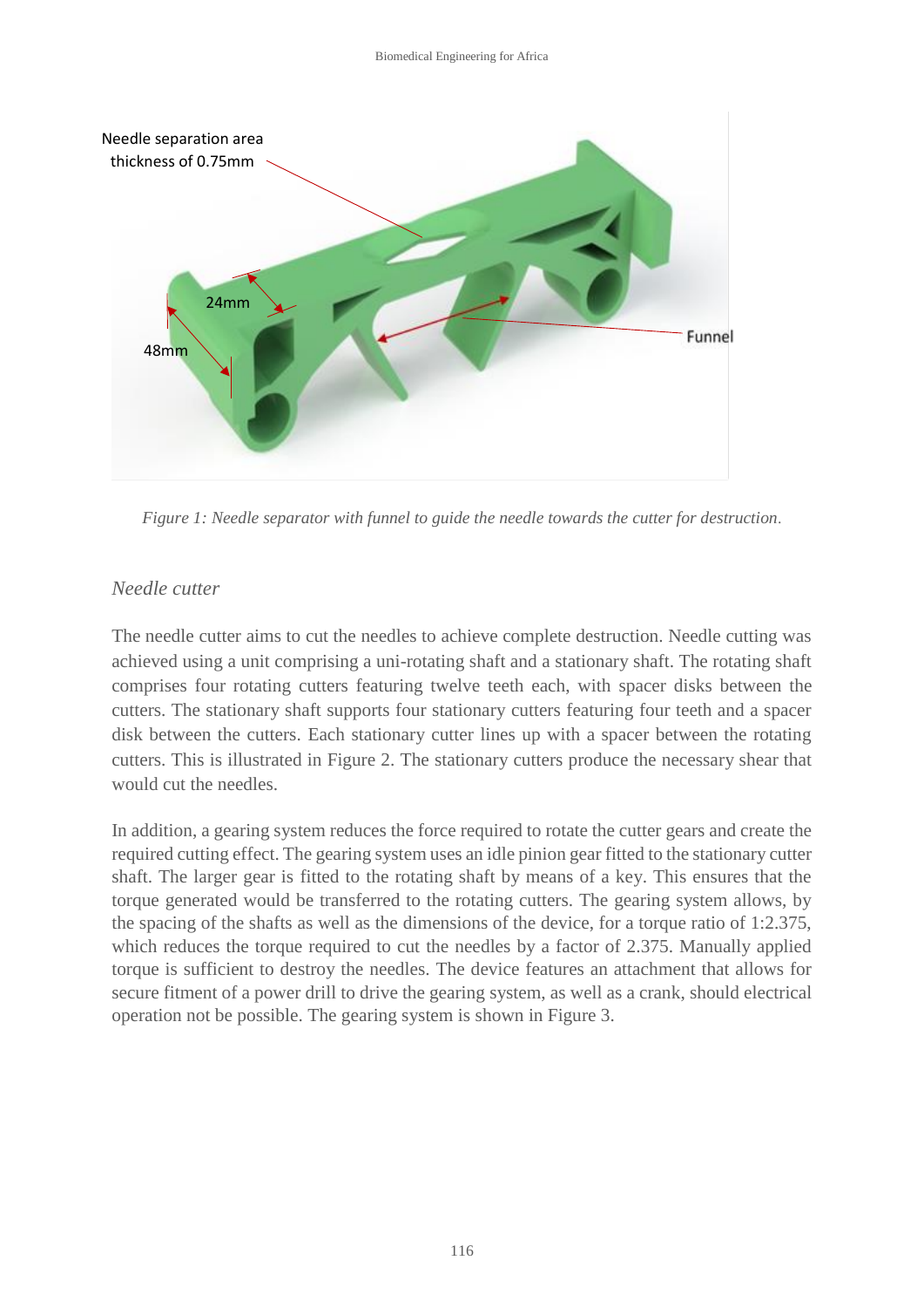*Figure 1: Needle separator with funnel to guide the needle towards the cutter for destruction.*

### *Needle cutter*

The needle cutter aims to cut the needles to achieve complete destruction. Needle cutting was achieved using a unit comprising a uni-rotating shaft and a stationary shaft. The rotating shaft comprises four rotating cutters featuring twelve teeth each, with spacer disks between the cutters. The stationary shaft supports four stationary cutters featuring four teeth and a spacer disk between the cutters. Each stationary cutter lines up with a spacer between the rotating cutters. This is illustrated in Figure 2. The stationary cutters produce the necessary shear that would cut the needles.

In addition, a gearing system reduces the force required to rotate the cutter gears and create the required cutting effect. The gearing system uses an idle pinion gear fitted to the stationary cutter shaft. The larger gear is fitted to the rotating shaft by means of a key. This ensures that the torque generated would be transferred to the rotating cutters. The gearing system allows, by the spacing of the shafts as well as the dimensions of the device, for a torque ratio of 1:2.375, which reduces the torque required to cut the needles by a factor of 2.375. Manually applied torque is sufficient to destroy the needles. The device features an attachment that allows for secure fitment of a power drill to drive the gearing system, as well as a crank, should electrical operation not be possible. The gearing system is shown in Figure 3.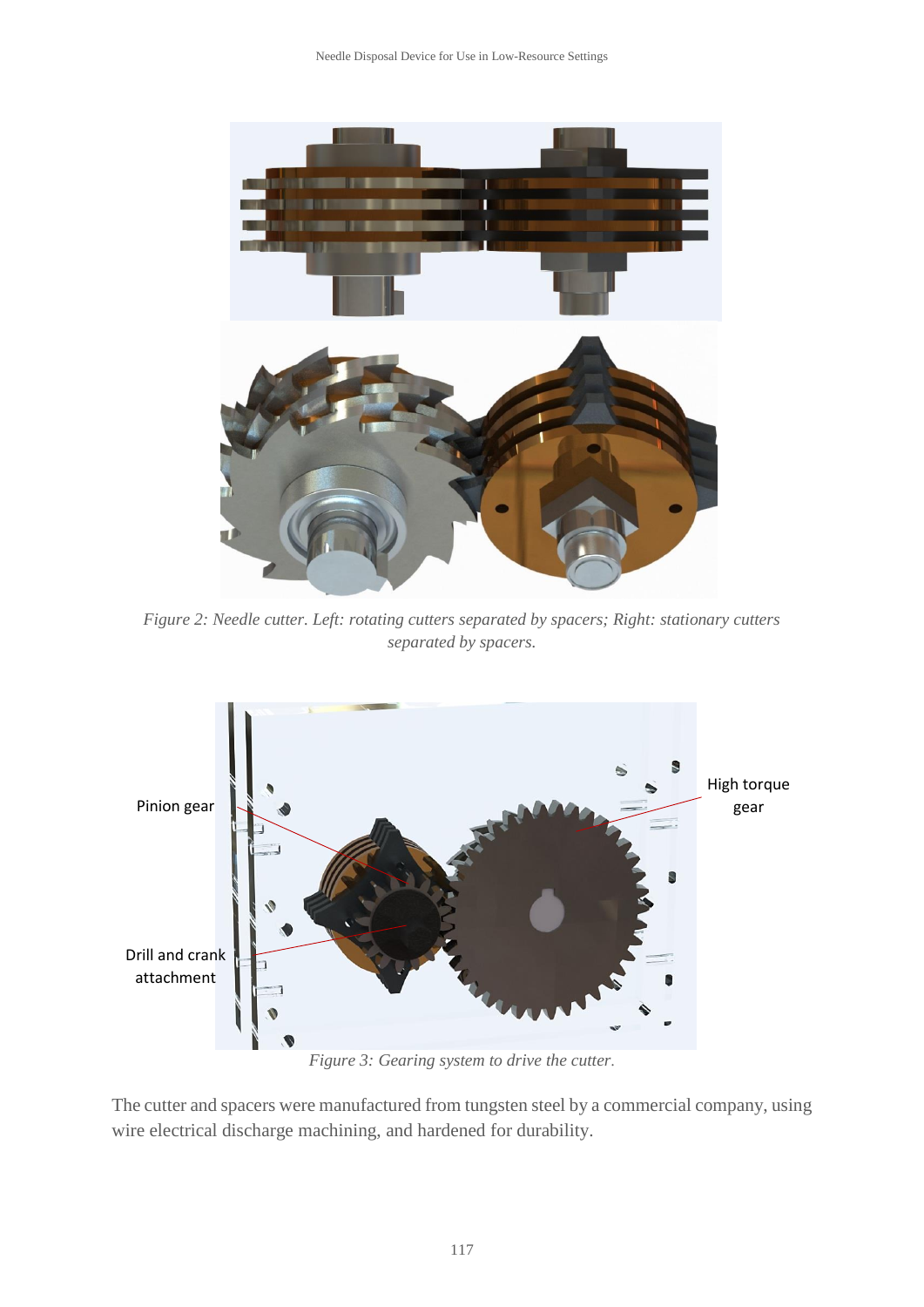*Figure 2: Needle cutter. Left: rotating cutters separated by spacers; Right: stationary cutters separated by spacers.*

*Figure 3: Gearing system to drive the cutter.*

The cutter and spacers were manufactured from tungsten steel by a commercial company, using wire electrical discharge machining, and hardened for durability.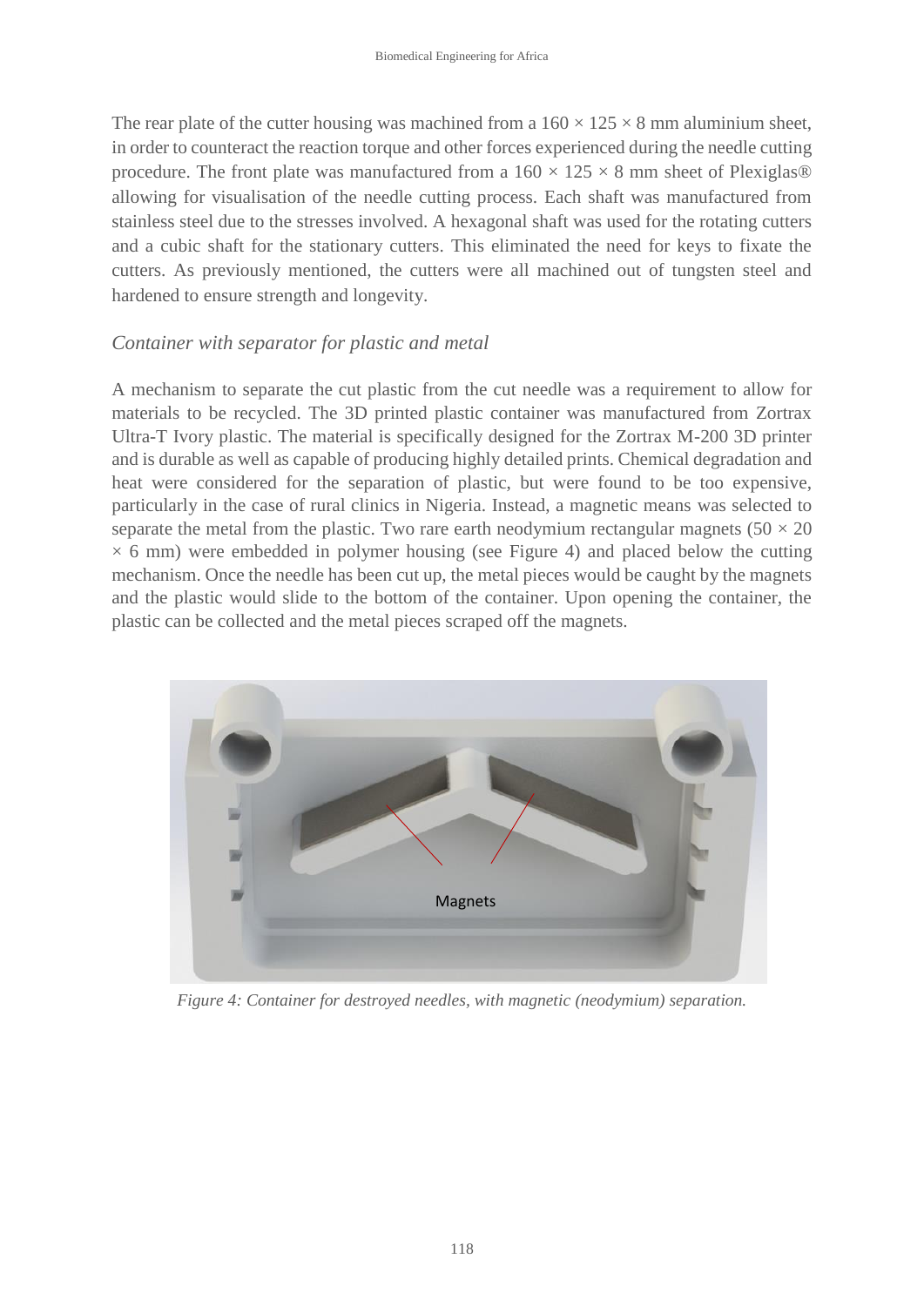The rear plate of the cutter housing was machined from a 160 × 125 × 8 mm aluminium sheet, in order to counteract the reaction torque and other forces experienced during the needle cutting procedure. The front plate was manufactured from a 160 × 125 × 8 mm sheet of Plexiglas® allowing for visualisation of the needle cutting process. Each shaft was manufactured from stainless steel due to the stresses involved. A hexagonal shaft was used for the rotating cutters and a cubic shaft for the stationary cutters. This eliminated the need for keys to fixate the cutters. As previously mentioned, the cutters were all machined out of tungsten steel and hardened to ensure strength and longevity.

### *Container with separator for plastic and metal*

A mechanism to separate the cut plastic from the cut needle was a requirement to allow for materials to be recycled. The 3D printed plastic container was manufactured from Zortrax Ultra-T Ivory plastic. The material is specifically designed for the Zortrax M-200 3D printer and is durable as well as capable of producing highly detailed prints. Chemical degradation and heat were considered for the separation of plastic, but were found to be too expensive, particularly in the case of rural clinics in Nigeria. Instead, a magnetic means was selected to separate the metal from the plastic. Two rare earth neodymium rectangular magnets (50 × 20 × 6 mm) were embedded in polymer housing (see Figure 4) and placed below the cutting mechanism. Once the needle has been cut up, the metal pieces would be caught by the magnets and the plastic would slide to the bottom of the container. Upon opening the container, the plastic can be collected and the metal pieces scraped off the magnets.

*Figure 4: Container for destroyed needles, with magnetic (neodymium) separation.*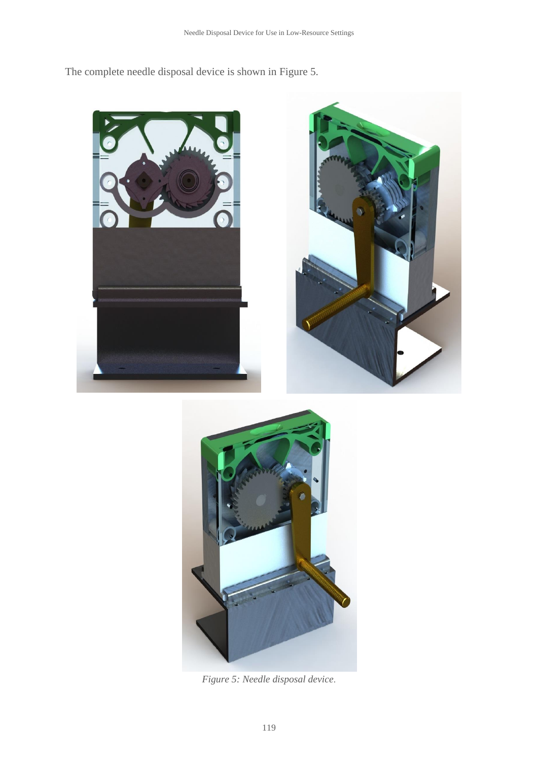The complete needle disposal device is shown in Figure 5.

*Figure 5: Needle disposal device.*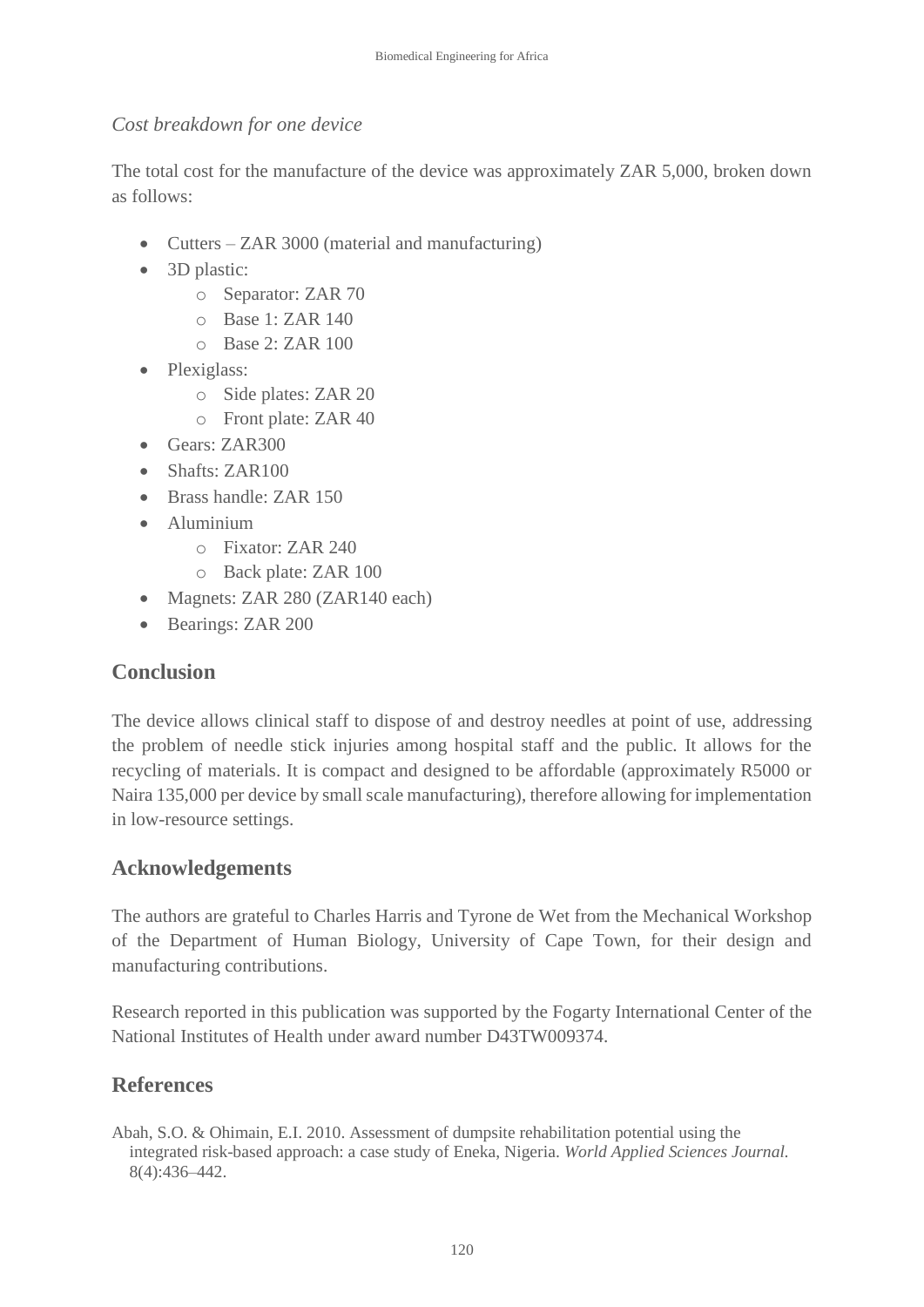*Cost breakdown for one device*

The total cost for the manufacture of the device was approximately ZAR 5,000, broken down as follows:

- Cutters – ZAR 3000 (material and manufacturing)
- 3D plastic:
    - Separator: ZAR 70
    - Base 1: ZAR 140
    - Base 2: ZAR 100
- Plexiglass:
    - Side plates: ZAR 20
    - Front plate: ZAR 40
- Gears: ZAR300
- Shafts: ZAR100
- Brass handle: ZAR 150
- Aluminium
    - Fixator: ZAR 240
    - Back plate: ZAR 100
- Magnets: ZAR 280 (ZAR140 each)
- Bearings: ZAR 200

## Conclusion

The device allows clinical staff to dispose of and destroy needles at point of use, addressing the problem of needle stick injuries among hospital staff and the public. It allows for the recycling of materials. It is compact and designed to be affordable (approximately R5000 or Naira 135,000 per device by small scale manufacturing), therefore allowing for implementation in low-resource settings.

## Acknowledgements

The authors are grateful to Charles Harris and Tyrone de Wet from the Mechanical Workshop of the Department of Human Biology, University of Cape Town, for their design and manufacturing contributions.

Research reported in this publication was supported by the Fogarty International Center of the National Institutes of Health under award number D43TW009374.

## References

Abah, S.O. & Ohimain, E.I. 2010. Assessment of dumpsite rehabilitation potential using the integrated risk-based approach: a case study of Eneka, Nigeria. *World Applied Sciences Journal.* 8(4):436–442.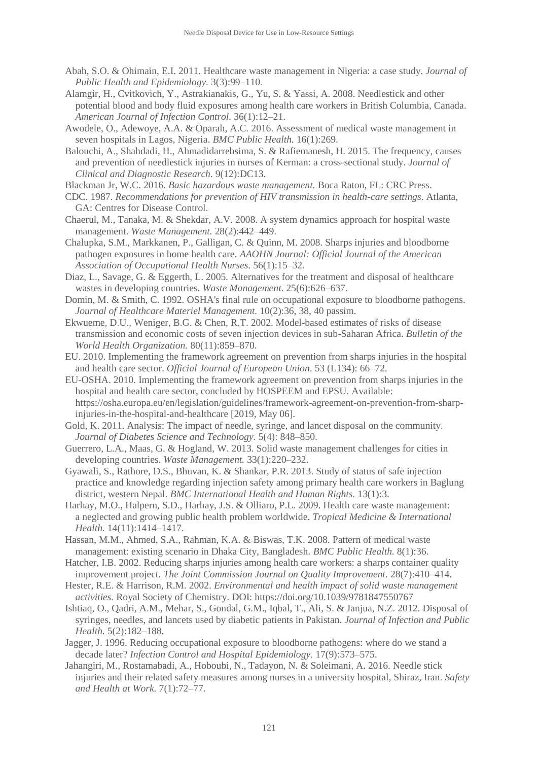Abah, S.O. & Ohimain, E.I. 2011. Healthcare waste management in Nigeria: a case study. *Journal of Public Health and Epidemiology.* 3(3):99–110.

Alamgir, H., Cvitkovich, Y., Astrakianakis, G., Yu, S. & Yassi, A. 2008. Needlestick and other potential blood and body fluid exposures among health care workers in British Columbia, Canada. *American Journal of Infection Control.* 36(1):12–21.

Awodele, O., Adewoye, A.A. & Oparah, A.C. 2016. Assessment of medical waste management in seven hospitals in Lagos, Nigeria. *BMC Public Health.* 16(1):269.

Balouchi, A., Shahdadi, H., Ahmadidarrehsima, S. & Rafiemanesh, H. 2015. The frequency, causes and prevention of needlestick injuries in nurses of Kerman: a cross-sectional study. *Journal of Clinical and Diagnostic Research.* 9(12):DC13.

Blackman Jr, W.C. 2016. *Basic hazardous waste management.* Boca Raton, FL: CRC Press.

CDC. 1987. *Recommendations for prevention of HIV transmission in health-care settings*. Atlanta, GA: Centres for Disease Control.

Chaerul, M., Tanaka, M. & Shekdar, A.V. 2008. A system dynamics approach for hospital waste management. *Waste Management.* 28(2):442–449.

Chalupka, S.M., Markkanen, P., Galligan, C. & Quinn, M. 2008. Sharps injuries and bloodborne pathogen exposures in home health care. *AAOHN Journal: Official Journal of the American Association of Occupational Health Nurses.* 56(1):15–32.

Diaz, L., Savage, G. & Eggerth, L. 2005. Alternatives for the treatment and disposal of healthcare wastes in developing countries. *Waste Management.* 25(6):626–637.

Domin, M. & Smith, C. 1992. OSHA's final rule on occupational exposure to bloodborne pathogens. *Journal of Healthcare Materiel Management.* 10(2):36, 38, 40 passim.

Ekwueme, D.U., Weniger, B.G. & Chen, R.T. 2002. Model-based estimates of risks of disease transmission and economic costs of seven injection devices in sub-Saharan Africa. *Bulletin of the World Health Organization.* 80(11):859–870.

EU. 2010. Implementing the framework agreement on prevention from sharps injuries in the hospital and health care sector. *Official Journal of European Union.* 53 (L134): 66–72.

EU-OSHA. 2010. Implementing the framework agreement on prevention from sharps injuries in the hospital and health care sector, concluded by HOSPEEM and EPSU. Available: https://osha.europa.eu/en/legislation/guidelines/framework-agreement-on-prevention-from-sharp-injuries-in-the-hospital-and-healthcare [2019, May 06].

Gold, K. 2011. Analysis: The impact of needle, syringe, and lancet disposal on the community. *Journal of Diabetes Science and Technology.* 5(4): 848–850.

Guerrero, L.A., Maas, G. & Hogland, W. 2013. Solid waste management challenges for cities in developing countries. *Waste Management.* 33(1):220–232.

Gyawali, S., Rathore, D.S., Bhuvan, K. & Shankar, P.R. 2013. Study of status of safe injection practice and knowledge regarding injection safety among primary health care workers in Baglung district, western Nepal. *BMC International Health and Human Rights.* 13(1):3.

Harhay, M.O., Halpern, S.D., Harhay, J.S. & Olliaro, P.L. 2009. Health care waste management: a neglected and growing public health problem worldwide. *Tropical Medicine & International Health.* 14(11):1414–1417.

Hassan, M.M., Ahmed, S.A., Rahman, K.A. & Biswas, T.K. 2008. Pattern of medical waste management: existing scenario in Dhaka City, Bangladesh. *BMC Public Health.* 8(1):36.

Hatcher, I.B. 2002. Reducing sharps injuries among health care workers: a sharps container quality improvement project. *The Joint Commission Journal on Quality Improvement.* 28(7):410–414.

Hester, R.E. & Harrison, R.M. 2002. *Environmental and health impact of solid waste management activities.* Royal Society of Chemistry. DOI: https://doi.org/10.1039/9781847550767

Ishtiaq, O., Qadri, A.M., Mehar, S., Gondal, G.M., Iqbal, T., Ali, S. & Janjua, N.Z. 2012. Disposal of syringes, needles, and lancets used by diabetic patients in Pakistan. *Journal of Infection and Public Health.* 5(2):182–188.

Jagger, J. 1996. Reducing occupational exposure to bloodborne pathogens: where do we stand a decade later? *Infection Control and Hospital Epidemiology.* 17(9):573–575.

Jahangiri, M., Rostamabadi, A., Hoboubi, N., Tadayon, N. & Soleimani, A. 2016. Needle stick injuries and their related safety measures among nurses in a university hospital, Shiraz, Iran. *Safety and Health at Work.* 7(1):72–77.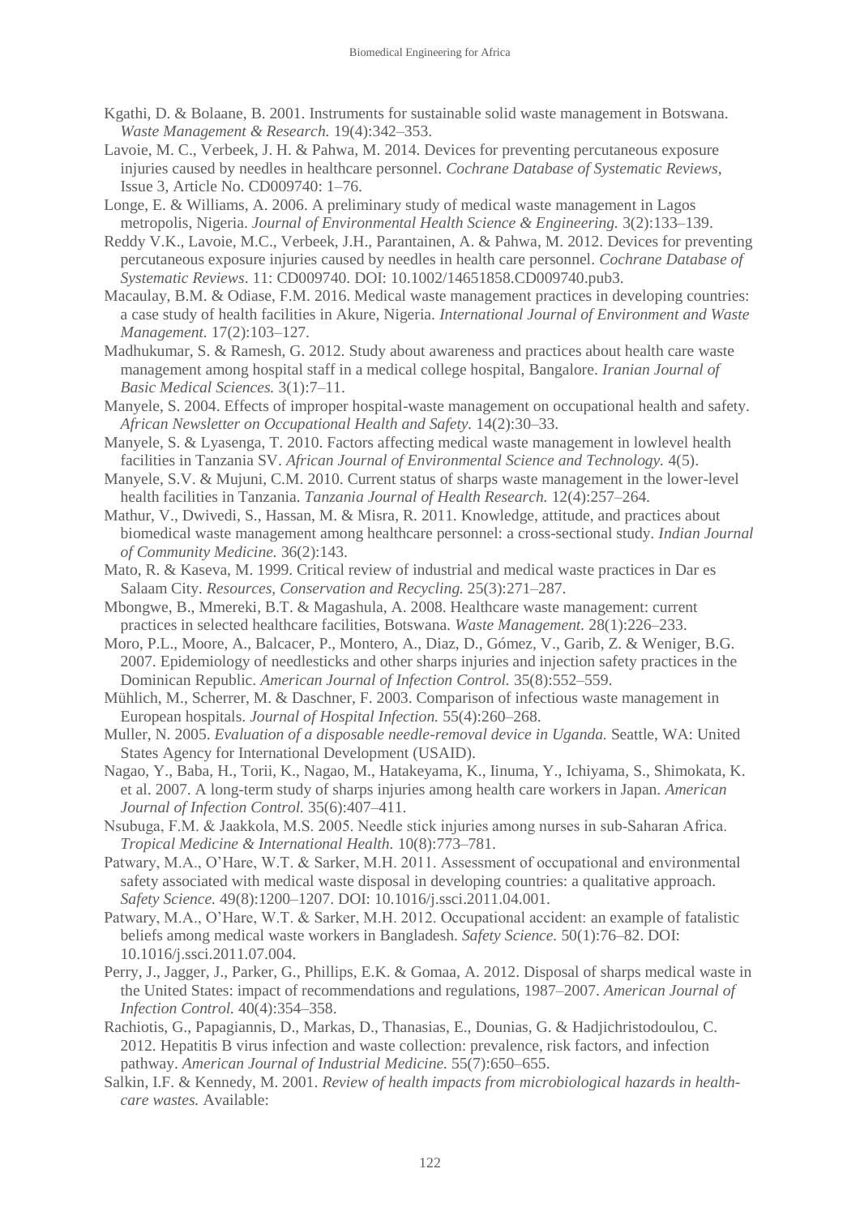Kgathi, D. & Bolaane, B. 2001. Instruments for sustainable solid waste management in Botswana. *Waste Management & Research.* 19(4):342–353.

Lavoie, M. C., Verbeek, J. H. & Pahwa, M. 2014. Devices for preventing percutaneous exposure injuries caused by needles in healthcare personnel. *Cochrane Database of Systematic Reviews*, Issue 3, Article No. CD009740: 1–76.

Longe, E. & Williams, A. 2006. A preliminary study of medical waste management in Lagos metropolis, Nigeria. *Journal of Environmental Health Science & Engineering.* 3(2):133–139.

Reddy V.K., Lavoie, M.C., Verbeek, J.H., Parantainen, A. & Pahwa, M. 2012. Devices for preventing percutaneous exposure injuries caused by needles in health care personnel. *Cochrane Database of Systematic Reviews*. 11: CD009740. DOI: 10.1002/14651858.CD009740.pub3.

Macaulay, B.M. & Odiase, F.M. 2016. Medical waste management practices in developing countries: a case study of health facilities in Akure, Nigeria. *International Journal of Environment and Waste Management.* 17(2):103–127.

Madhukumar, S. & Ramesh, G. 2012. Study about awareness and practices about health care waste management among hospital staff in a medical college hospital, Bangalore. *Iranian Journal of Basic Medical Sciences.* 3(1):7–11.

Manyele, S. 2004. Effects of improper hospital-waste management on occupational health and safety. *African Newsletter on Occupational Health and Safety.* 14(2):30–33.

Manyele, S. & Lyasenga, T. 2010. Factors affecting medical waste management in lowlevel health facilities in Tanzania SV. *African Journal of Environmental Science and Technology.* 4(5).

Manyele, S.V. & Mujuni, C.M. 2010. Current status of sharps waste management in the lower-level health facilities in Tanzania. *Tanzania Journal of Health Research.* 12(4):257–264.

Mathur, V., Dwivedi, S., Hassan, M. & Misra, R. 2011. Knowledge, attitude, and practices about biomedical waste management among healthcare personnel: a cross-sectional study. *Indian Journal of Community Medicine.* 36(2):143.

Mato, R. & Kaseva, M. 1999. Critical review of industrial and medical waste practices in Dar es Salaam City. *Resources, Conservation and Recycling.* 25(3):271–287.

Mbongwe, B., Mmereki, B.T. & Magashula, A. 2008. Healthcare waste management: current practices in selected healthcare facilities, Botswana. *Waste Management.* 28(1):226–233.

Moro, P.L., Moore, A., Balcacer, P., Montero, A., Diaz, D., Gómez, V., Garib, Z. & Weniger, B.G. 2007. Epidemiology of needlesticks and other sharps injuries and injection safety practices in the Dominican Republic. *American Journal of Infection Control.* 35(8):552–559.

Mühlich, M., Scherrer, M. & Daschner, F. 2003. Comparison of infectious waste management in European hospitals. *Journal of Hospital Infection.* 55(4):260–268.

Muller, N. 2005. *Evaluation of a disposable needle-removal device in Uganda.* Seattle, WA: United States Agency for International Development (USAID).

Nagao, Y., Baba, H., Torii, K., Nagao, M., Hatakeyama, K., Iinuma, Y., Ichiyama, S., Shimokata, K. et al. 2007. A long-term study of sharps injuries among health care workers in Japan. *American Journal of Infection Control.* 35(6):407–411.

Nsubuga, F.M. & Jaakkola, M.S. 2005. Needle stick injuries among nurses in sub-Saharan Africa. *Tropical Medicine & International Health.* 10(8):773–781.

Patwary, M.A., O'Hare, W.T. & Sarker, M.H. 2011. Assessment of occupational and environmental safety associated with medical waste disposal in developing countries: a qualitative approach. *Safety Science.* 49(8):1200–1207. DOI: 10.1016/j.ssci.2011.04.001.

Patwary, M.A., O'Hare, W.T. & Sarker, M.H. 2012. Occupational accident: an example of fatalistic beliefs among medical waste workers in Bangladesh. *Safety Science.* 50(1):76–82. DOI: 10.1016/j.ssci.2011.07.004.

Perry, J., Jagger, J., Parker, G., Phillips, E.K. & Gomaa, A. 2012. Disposal of sharps medical waste in the United States: impact of recommendations and regulations, 1987–2007. *American Journal of Infection Control.* 40(4):354–358.

Rachiotis, G., Papagiannis, D., Markas, D., Thanasias, E., Dounias, G. & Hadjichristodoulou, C. 2012. Hepatitis B virus infection and waste collection: prevalence, risk factors, and infection pathway. *American Journal of Industrial Medicine.* 55(7):650–655.

Salkin, I.F. & Kennedy, M. 2001. *Review of health impacts from microbiological hazards in health-care wastes.* Available: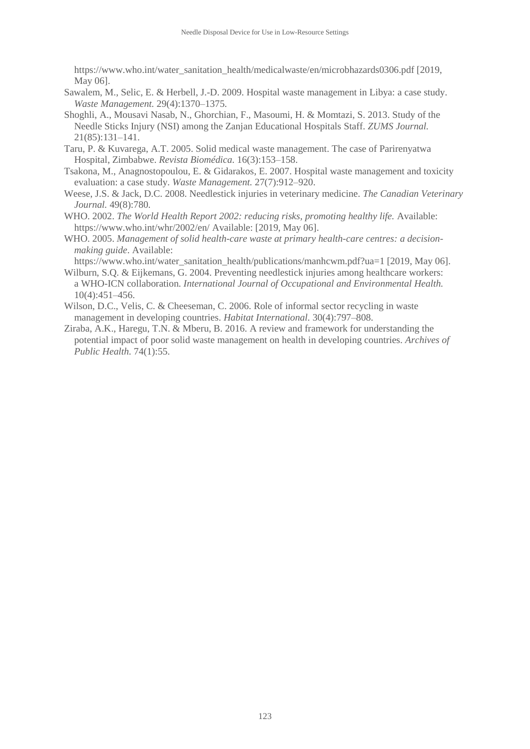https://www.who.int/water_sanitation_health/medicalwaste/en/microbhazards0306.pdf [2019, May 06].

Sawalem, M., Selic, E. & Herbell, J.-D. 2009. Hospital waste management in Libya: a case study. *Waste Management.* 29(4):1370–1375.

Shoghli, A., Mousavi Nasab, N., Ghorchian, F., Masoumi, H. & Momtazi, S. 2013. Study of the Needle Sticks Injury (NSI) among the Zanjan Educational Hospitals Staff. *ZUMS Journal.* 21(85):131–141.

Taru, P. & Kuvarega, A.T. 2005. Solid medical waste management. The case of Parirenyatwa Hospital, Zimbabwe. *Revista Biomédica.* 16(3):153–158.

Tsakona, M., Anagnostopoulou, E. & Gidarakos, E. 2007. Hospital waste management and toxicity evaluation: a case study. *Waste Management.* 27(7):912–920.

Weese, J.S. & Jack, D.C. 2008. Needlestick injuries in veterinary medicine. *The Canadian Veterinary Journal.* 49(8):780.

WHO. 2002. *The World Health Report 2002: reducing risks, promoting healthy life.* Available: https://www.who.int/whr/2002/en/ Available: [2019, May 06].

WHO. 2005. *Management of solid health-care waste at primary health-care centres: a decision-making guide*. Available: https://www.who.int/water_sanitation_health/publications/manhcwm.pdf?ua=1 [2019, May 06].

Wilburn, S.Q. & Eijkemans, G. 2004. Preventing needlestick injuries among healthcare workers: a WHO-ICN collaboration. *International Journal of Occupational and Environmental Health.* 10(4):451–456.

Wilson, D.C., Velis, C. & Cheeseman, C. 2006. Role of informal sector recycling in waste management in developing countries. *Habitat International.* 30(4):797–808.

Ziraba, A.K., Haregu, T.N. & Mberu, B. 2016. A review and framework for understanding the potential impact of poor solid waste management on health in developing countries. *Archives of Public Health.* 74(1):55.